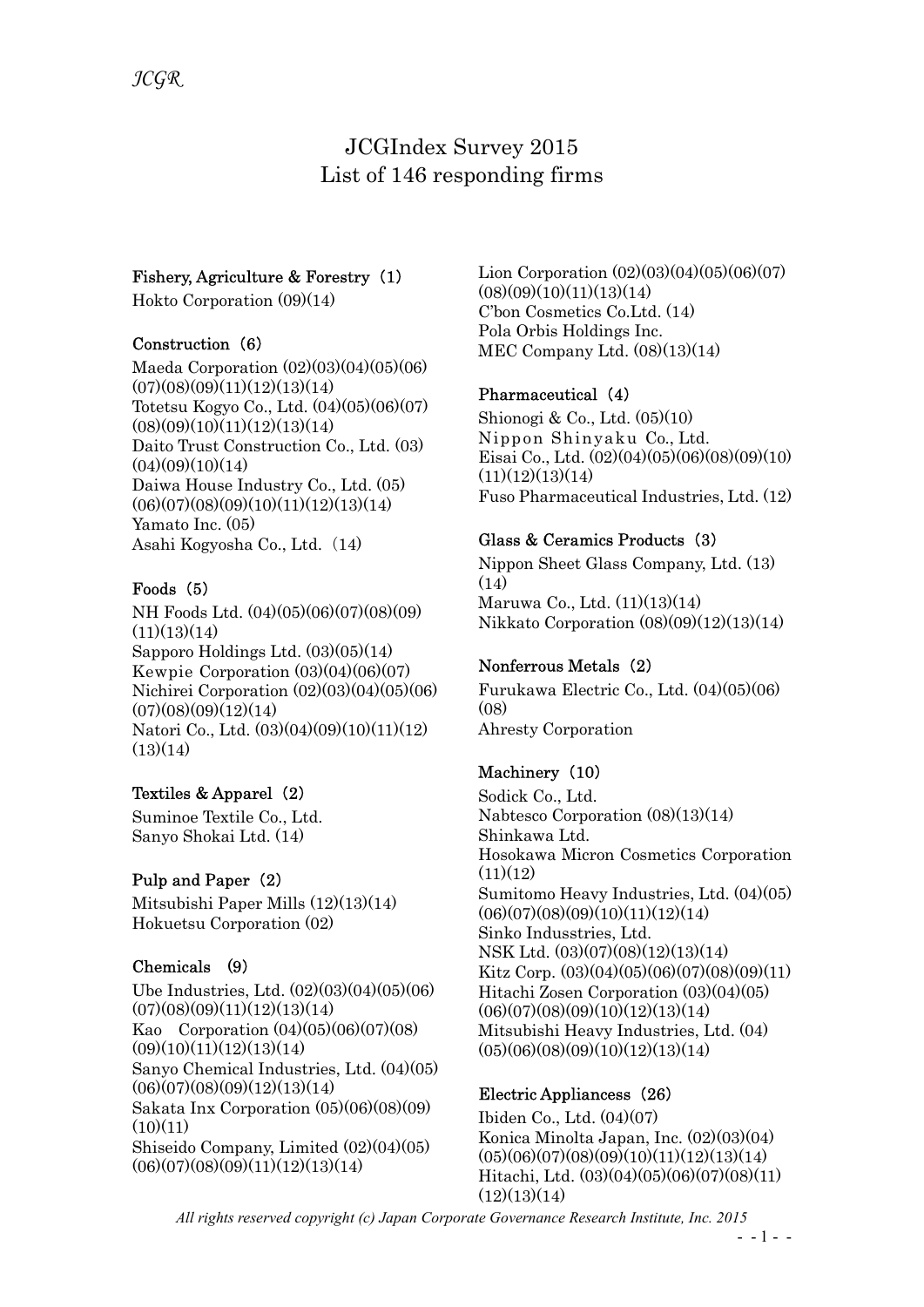# JCGIndex Survey 2015
# List of 146 responding firms

### Fishery, Agriculture & Forestry（1）

Hokto Corporation (09)(14)

### Construction（6）

Maeda Corporation (02)(03)(04)(05)(06)(07)(08)(09)(11)(12)(13)(14)
Totetsu Kogyo Co., Ltd. (04)(05)(06)(07)(08)(09)(10)(11)(12)(13)(14)
Daito Trust Construction Co., Ltd. (03)(04)(09)(10)(14)
Daiwa House Industry Co., Ltd. (05)(06)(07)(08)(09)(10)(11)(12)(13)(14)
Yamato Inc. (05)
Asahi Kogyosha Co., Ltd.（14)

### Foods（5）

NH Foods Ltd. (04)(05)(06)(07)(08)(09)(11)(13)(14)
Sapporo Holdings Ltd. (03)(05)(14)
Kewpie Corporation (03)(04)(06)(07)
Nichirei Corporation (02)(03)(04)(05)(06)(07)(08)(09)(12)(14)
Natori Co., Ltd. (03)(04)(09)(10)(11)(12)(13)(14)

### Textiles & Apparel（2）

Suminoe Textile Co., Ltd.
Sanyo Shokai Ltd. (14)

### Pulp and Paper（2）

Mitsubishi Paper Mills (12)(13)(14)
Hokuetsu Corporation (02)

### Chemicals　(9)

Ube Industries, Ltd. (02)(03)(04)(05)(06)(07)(08)(09)(11)(12)(13)(14)
Kao　Corporation (04)(05)(06)(07)(08)(09)(10)(11)(12)(13)(14)
Sanyo Chemical Industries, Ltd. (04)(05)(06)(07)(08)(09)(12)(13)(14)
Sakata Inx Corporation (05)(06)(08)(09)(10)(11)
Shiseido Company, Limited (02)(04)(05)(06)(07)(08)(09)(11)(12)(13)(14)
Lion Corporation (02)(03)(04)(05)(06)(07)(08)(09)(10)(11)(13)(14)
C'bon Cosmetics Co.Ltd. (14)
Pola Orbis Holdings Inc.
MEC Company Ltd. (08)(13)(14)

### Pharmaceutical（4）

Shionogi & Co., Ltd. (05)(10)
Nippon Shinyaku Co., Ltd.
Eisai Co., Ltd. (02)(04)(05)(06)(08)(09)(10)(11)(12)(13)(14)
Fuso Pharmaceutical Industries, Ltd. (12)

### Glass & Ceramics Products（3）

Nippon Sheet Glass Company, Ltd. (13)(14)
Maruwa Co., Ltd. (11)(13)(14)
Nikkato Corporation (08)(09)(12)(13)(14)

### Nonferrous Metals（2）

Furukawa Electric Co., Ltd. (04)(05)(06)(08)
Ahresty Corporation

### Machinery（10）

Sodick Co., Ltd.
Nabtesco Corporation (08)(13)(14)
Shinkawa Ltd.
Hosokawa Micron Cosmetics Corporation (11)(12)
Sumitomo Heavy Industries, Ltd. (04)(05)(06)(07)(08)(09)(10)(11)(12)(14)
Sinko Industtries, Ltd.
NSK Ltd. (03)(07)(08)(12)(13)(14)
Kitz Corp. (03)(04)(05)(06)(07)(08)(09)(11)
Hitachi Zosen Corporation (03)(04)(05)(06)(07)(08)(09)(10)(12)(13)(14)
Mitsubishi Heavy Industries, Ltd. (04)(05)(06)(08)(09)(10)(12)(13)(14)

### Electric Appliancess（26）

Ibiden Co., Ltd. (04)(07)
Konica Minolta Japan, Inc. (02)(03)(04)(05)(06)(07)(08)(09)(10)(11)(12)(13)(14)
Hitachi, Ltd. (03)(04)(05)(06)(07)(08)(11)(12)(13)(14)

*All rights reserved copyright (c) Japan Corporate Governance Research Institute, Inc. 2015*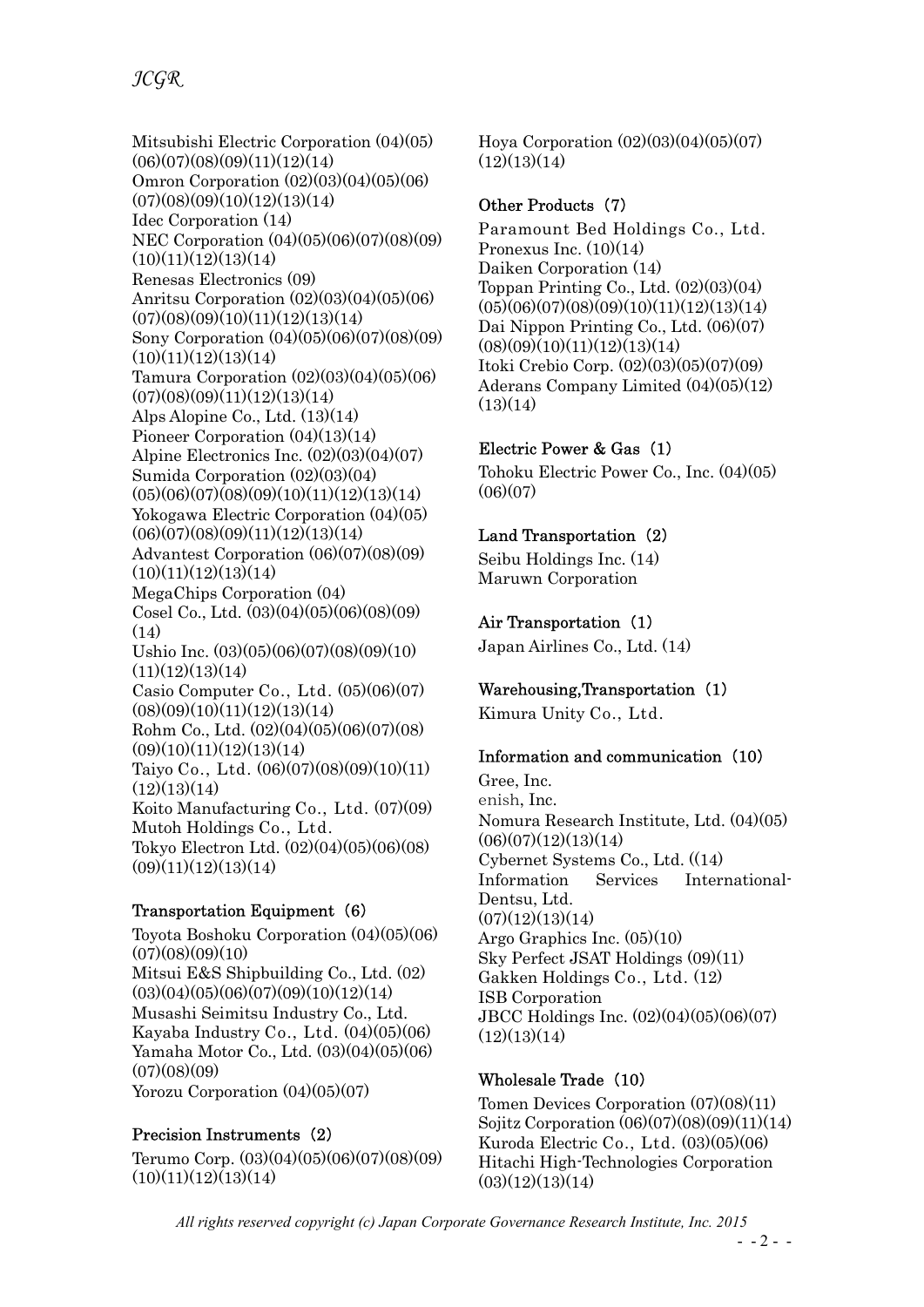Mitsubishi Electric Corporation (04)(05)(06)(07)(08)(09)(11)(12)(14)
Omron Corporation (02)(03)(04)(05)(06)(07)(08)(09)(10)(12)(13)(14)
Idec Corporation (14)
NEC Corporation (04)(05)(06)(07)(08)(09)(10)(11)(12)(13)(14)
Renesas Electronics (09)
Anritsu Corporation (02)(03)(04)(05)(06)(07)(08)(09)(10)(11)(12)(13)(14)
Sony Corporation (04)(05)(06)(07)(08)(09)(10)(11)(12)(13)(14)
Tamura Corporation (02)(03)(04)(05)(06)(07)(08)(09)(11)(12)(13)(14)
Alps Alopine Co., Ltd. (13)(14)
Pioneer Corporation (04)(13)(14)
Alpine Electronics Inc. (02)(03)(04)(07)
Sumida Corporation (02)(03)(04)(05)(06)(07)(08)(09)(10)(11)(12)(13)(14)
Yokogawa Electric Corporation (04)(05)(06)(07)(08)(09)(11)(12)(13)(14)
Advantest Corporation (06)(07)(08)(09)(10)(11)(12)(13)(14)
MegaChips Corporation (04)
Cosel Co., Ltd. (03)(04)(05)(06)(08)(09)(14)
Ushio Inc. (03)(05)(06)(07)(08)(09)(10)(11)(12)(13)(14)
Casio Computer Co., Ltd. (05)(06)(07)(08)(09)(10)(11)(12)(13)(14)
Rohm Co., Ltd. (02)(04)(05)(06)(07)(08)(09)(10)(11)(12)(13)(14)
Taiyo Co., Ltd. (06)(07)(08)(09)(10)(11)(12)(13)(14)
Koito Manufacturing Co., Ltd. (07)(09)
Mutoh Holdings Co., Ltd.
Tokyo Electron Ltd. (02)(04)(05)(06)(08)(09)(11)(12)(13)(14)

### Transportation Equipment（6）

Toyota Boshoku Corporation (04)(05)(06)(07)(08)(09)(10)
Mitsui E&S Shipbuilding Co., Ltd. (02)(03)(04)(05)(06)(07)(09)(10)(12)(14)
Musashi Seimitsu Industry Co., Ltd.
Kayaba Industry Co., Ltd. (04)(05)(06)
Yamaha Motor Co., Ltd. (03)(04)(05)(06)(07)(08)(09)
Yorozu Corporation (04)(05)(07)

### Precision Instruments（2）

Terumo Corp. (03)(04)(05)(06)(07)(08)(09)(10)(11)(12)(13)(14)
Hoya Corporation (02)(03)(04)(05)(07)(12)(13)(14)

### Other Products（7）

Paramount Bed Holdings Co., Ltd.
Pronexus Inc. (10)(14)
Daiken Corporation (14)
Toppan Printing Co., Ltd. (02)(03)(04)(05)(06)(07)(08)(09)(10)(11)(12)(13)(14)
Dai Nippon Printing Co., Ltd. (06)(07)(08)(09)(10)(11)(12)(13)(14)
Itoki Crebio Corp. (02)(03)(05)(07)(09)
Aderans Company Limited (04)(05)(12)(13)(14)

### Electric Power & Gas（1）

Tohoku Electric Power Co., Inc. (04)(05)(06)(07)

### Land Transportation（2）

Seibu Holdings Inc. (14)
Maruwn Corporation

### Air Transportation（1）

Japan Airlines Co., Ltd. (14)

### Warehousing,Transportation（1）

Kimura Unity Co., Ltd.

### Information and communication（10）

Gree, Inc.
enish, Inc.
Nomura Research Institute, Ltd. (04)(05)(06)(07)(12)(13)(14)
Cybernet Systems Co., Ltd. ((14)
Information Services International-Dentsu, Ltd.
(07)(12)(13)(14)
Argo Graphics Inc. (05)(10)
Sky Perfect JSAT Holdings (09)(11)
Gakken Holdings Co., Ltd. (12)
ISB Corporation
JBCC Holdings Inc. (02)(04)(05)(06)(07)(12)(13)(14)

### Wholesale Trade（10）

Tomen Devices Corporation (07)(08)(11)
Sojitz Corporation (06)(07)(08)(09)(11)(14)
Kuroda Electric Co., Ltd. (03)(05)(06)
Hitachi High-Technologies Corporation (03)(12)(13)(14)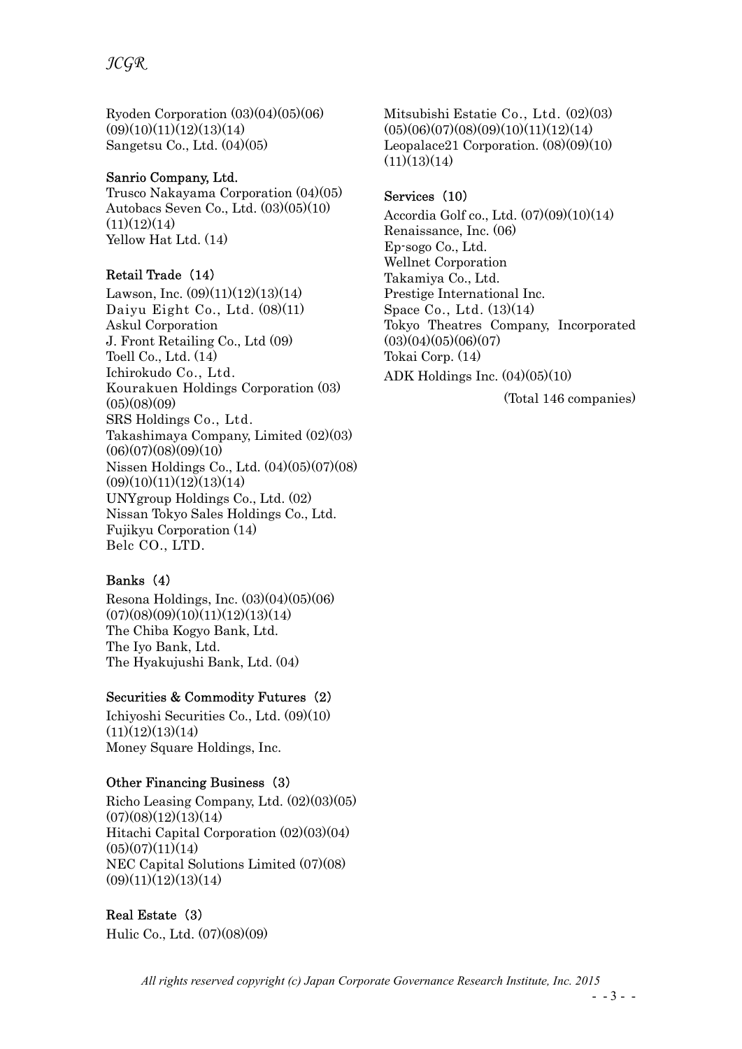Ryoden Corporation (03)(04)(05)(06)(09)(10)(11)(12)(13)(14)
Sangetsu Co., Ltd. (04)(05)

**Sanrio Company, Ltd.**
Trusco Nakayama Corporation (04)(05)
Autobacs Seven Co., Ltd. (03)(05)(10)(11)(12)(14)
Yellow Hat Ltd. (14)

**Retail Trade（14）**

Lawson, Inc. (09)(11)(12)(13)(14)
Daiyu Eight Co., Ltd. (08)(11)
Askul Corporation
J. Front Retailing Co., Ltd (09)
Toell Co., Ltd. (14)
Ichirokudo Co., Ltd.
Kourakuen Holdings Corporation (03)(05)(08)(09)
SRS Holdings Co., Ltd.
Takashimaya Company, Limited (02)(03)(06)(07)(08)(09)(10)
Nissen Holdings Co., Ltd. (04)(05)(07)(08)(09)(10)(11)(12)(13)(14)
UNYgroup Holdings Co., Ltd. (02)
Nissan Tokyo Sales Holdings Co., Ltd.
Fujikyu Corporation (14)
Belc CO., LTD.

**Banks（4）**

Resona Holdings, Inc. (03)(04)(05)(06)(07)(08)(09)(10)(11)(12)(13)(14)
The Chiba Kogyo Bank, Ltd.
The Iyo Bank, Ltd.
The Hyakujushi Bank, Ltd. (04)

**Securities & Commodity Futures（2）**

Ichiyoshi Securities Co., Ltd. (09)(10)(11)(12)(13)(14)
Money Square Holdings, Inc.

**Other Financing Business（3）**

Richo Leasing Company, Ltd. (02)(03)(05)(07)(08)(12)(13)(14)
Hitachi Capital Corporation (02)(03)(04)(05)(07)(11)(14)
NEC Capital Solutions Limited (07)(08)(09)(11)(12)(13)(14)

**Real Estate（3）**

Hulic Co., Ltd. (07)(08)(09)
Mitsubishi Estatie Co., Ltd. (02)(03)(05)(06)(07)(08)(09)(10)(11)(12)(14)
Leopalace21 Corporation. (08)(09)(10)(11)(13)(14)

**Services（10）**

Accordia Golf co., Ltd. (07)(09)(10)(14)
Renaissance, Inc. (06)
Ep-sogo Co., Ltd.
Wellnet Corporation
Takamiya Co., Ltd.
Prestige International Inc.
Space Co., Ltd. (13)(14)
Tokyo Theatres Company, Incorporated (03)(04)(05)(06)(07)
Tokai Corp. (14)
ADK Holdings Inc. (04)(05)(10)

(Total 146 companies)

*All rights reserved copyright (c) Japan Corporate Governance Research Institute, Inc. 2015*